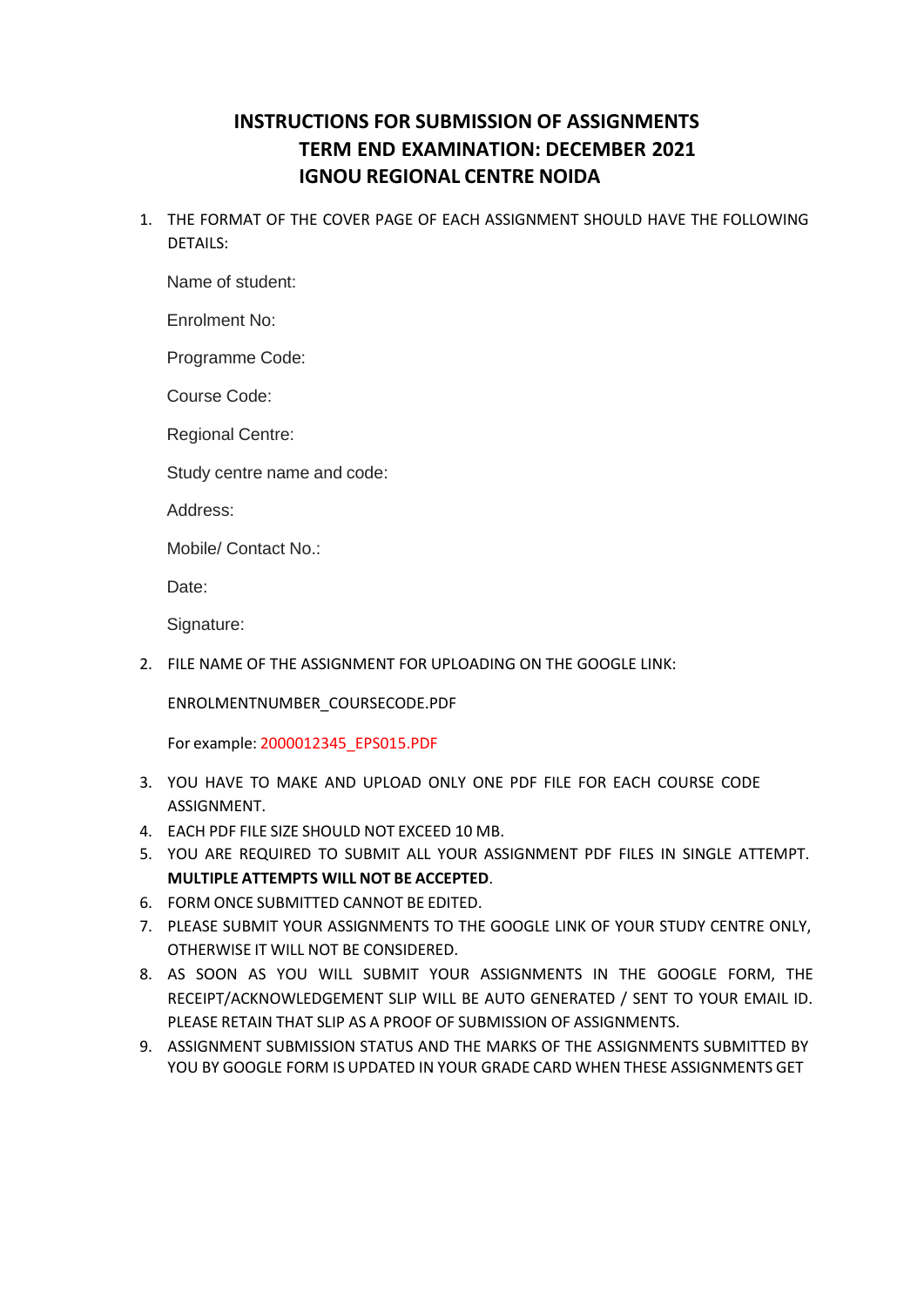# INSTRUCTIONS FOR SUBMISSION OF ASSIGNMENTS
## TERM END EXAMINATION: DECEMBER 2021
## IGNOU REGIONAL CENTRE NOIDA

1. THE FORMAT OF THE COVER PAGE OF EACH ASSIGNMENT SHOULD HAVE THE FOLLOWING DETAILS:

   Name of student:

   Enrolment No:

   Programme Code:

   Course Code:

   Regional Centre:

   Study centre name and code:

   Address:

   Mobile/ Contact No.:

   Date:

   Signature:

2. FILE NAME OF THE ASSIGNMENT FOR UPLOADING ON THE GOOGLE LINK:

   ENROLMENTNUMBER_COURSECODE.PDF

   For example: 2000012345_EPS015.PDF

3. YOU HAVE TO MAKE AND UPLOAD ONLY ONE PDF FILE FOR EACH COURSE CODE ASSIGNMENT.
4. EACH PDF FILE SIZE SHOULD NOT EXCEED 10 MB.
5. YOU ARE REQUIRED TO SUBMIT ALL YOUR ASSIGNMENT PDF FILES IN SINGLE ATTEMPT. **MULTIPLE ATTEMPTS WILL NOT BE ACCEPTED**.
6. FORM ONCE SUBMITTED CANNOT BE EDITED.
7. PLEASE SUBMIT YOUR ASSIGNMENTS TO THE GOOGLE LINK OF YOUR STUDY CENTRE ONLY, OTHERWISE IT WILL NOT BE CONSIDERED.
8. AS SOON AS YOU WILL SUBMIT YOUR ASSIGNMENTS IN THE GOOGLE FORM, THE RECEIPT/ACKNOWLEDGEMENT SLIP WILL BE AUTO GENERATED / SENT TO YOUR EMAIL ID. PLEASE RETAIN THAT SLIP AS A PROOF OF SUBMISSION OF ASSIGNMENTS.
9. ASSIGNMENT SUBMISSION STATUS AND THE MARKS OF THE ASSIGNMENTS SUBMITTED BY YOU BY GOOGLE FORM IS UPDATED IN YOUR GRADE CARD WHEN THESE ASSIGNMENTS GET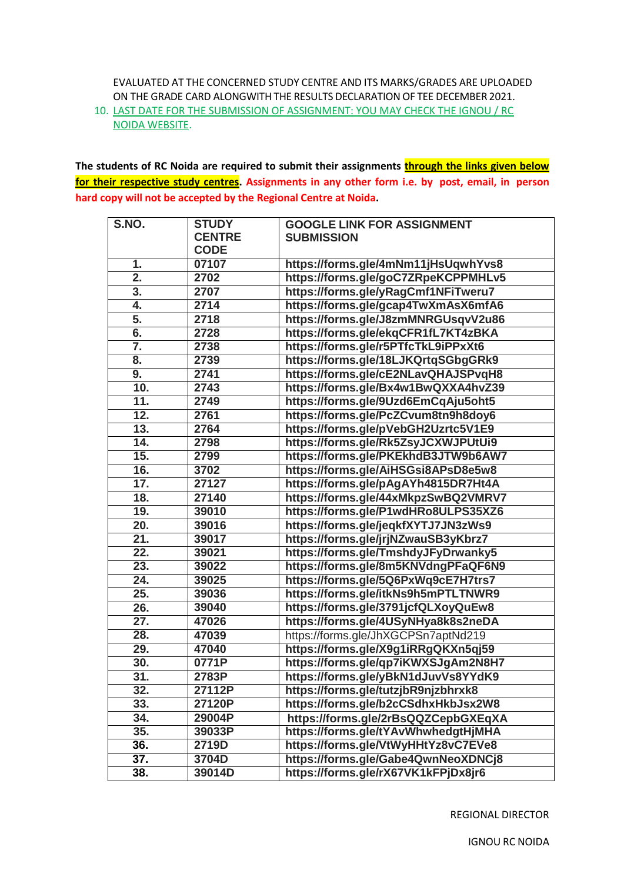EVALUATED AT THE CONCERNED STUDY CENTRE AND ITS MARKS/GRADES ARE UPLOADED ON THE GRADE CARD ALONGWITH THE RESULTS DECLARATION OF TEE DECEMBER 2021.

10. LAST DATE FOR THE SUBMISSION OF ASSIGNMENT: YOU MAY CHECK THE IGNOU / RC NOIDA WEBSITE.

**The students of RC Noida are required to submit their assignments through the links given below for their respective study centres. Assignments in any other form i.e. by post, email, in person hard copy will not be accepted by the Regional Centre at Noida.**

| S.NO. | STUDY CENTRE CODE | GOOGLE LINK FOR ASSIGNMENT SUBMISSION |
|---|---|---|
| 1. | 07107 | https://forms.gle/4mNm11jHsUqwhYvs8 |
| 2. | 2702 | https://forms.gle/goC7ZRpeKCPPMHLv5 |
| 3. | 2707 | https://forms.gle/yRagCmf1NFiTweru7 |
| 4. | 2714 | https://forms.gle/gcap4TwXmAsX6mfA6 |
| 5. | 2718 | https://forms.gle/J8zmMNRGUsqvV2u86 |
| 6. | 2728 | https://forms.gle/ekqCFR1fL7KT4zBKA |
| 7. | 2738 | https://forms.gle/r5PTfcTkL9iPPxXt6 |
| 8. | 2739 | https://forms.gle/18LJKQrtqSGbgGRk9 |
| 9. | 2741 | https://forms.gle/cE2NLavQHAJSPvqH8 |
| 10. | 2743 | https://forms.gle/Bx4w1BwQXXA4hvZ39 |
| 11. | 2749 | https://forms.gle/9Uzd6EmCqAju5oht5 |
| 12. | 2761 | https://forms.gle/PcZCvum8tn9h8doy6 |
| 13. | 2764 | https://forms.gle/pVebGH2Uzrtc5V1E9 |
| 14. | 2798 | https://forms.gle/Rk5ZsyJCXWJPUtUi9 |
| 15. | 2799 | https://forms.gle/PKEkhdB3JTW9b6AW7 |
| 16. | 3702 | https://forms.gle/AiHSGsi8APsD8e5w8 |
| 17. | 27127 | https://forms.gle/pAgAYh4815DR7Ht4A |
| 18. | 27140 | https://forms.gle/44xMkpzSwBQ2VMRV7 |
| 19. | 39010 | https://forms.gle/P1wdHRo8ULPS35XZ6 |
| 20. | 39016 | https://forms.gle/jeqkfXYTJ7JN3zWs9 |
| 21. | 39017 | https://forms.gle/jrjNZwauSB3yKbrz7 |
| 22. | 39021 | https://forms.gle/TmshdyJFyDrwanky5 |
| 23. | 39022 | https://forms.gle/8m5KNVdngPFaQF6N9 |
| 24. | 39025 | https://forms.gle/5Q6PxWq9cE7H7trs7 |
| 25. | 39036 | https://forms.gle/itkNs9h5mPTLTNWR9 |
| 26. | 39040 | https://forms.gle/3791jcfQLXoyQuEw8 |
| 27. | 47026 | https://forms.gle/4USyNHya8k8s2neDA |
| 28. | 47039 | https://forms.gle/JhXGCPSn7aptNd219 |
| 29. | 47040 | https://forms.gle/X9g1iRRgQKXn5qj59 |
| 30. | 0771P | https://forms.gle/qp7iKWXSJgAm2N8H7 |
| 31. | 2783P | https://forms.gle/yBkN1dJuvVs8YYdK9 |
| 32. | 27112P | https://forms.gle/tutzjbR9njzbhrxk8 |
| 33. | 27120P | https://forms.gle/b2cCSdhxHkbJsx2W8 |
| 34. | 29004P | https://forms.gle/2rBsQQZCepbGXEqXA |
| 35. | 39033P | https://forms.gle/tYAvWhwhedgtHjMHA |
| 36. | 2719D | https://forms.gle/VtWyHHtYz8vC7EVe8 |
| 37. | 3704D | https://forms.gle/Gabe4QwnNeoXDNCj8 |
| 38. | 39014D | https://forms.gle/rX67VK1kFPjDx8jr6 |

REGIONAL DIRECTOR

IGNOU RC NOIDA